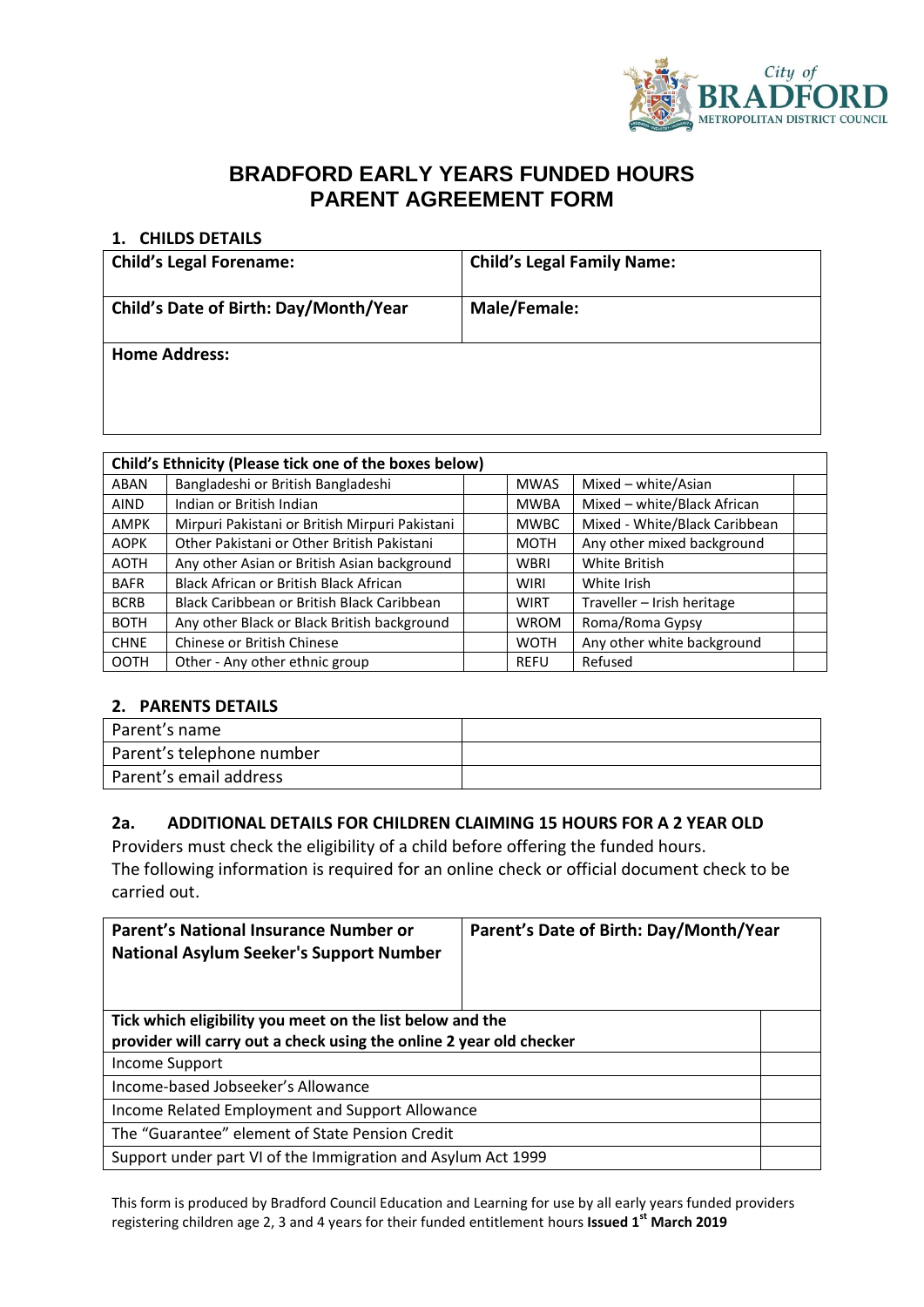City of BRADFORD METROPOLITAN DISTRICT COUNCIL

# BRADFORD EARLY YEARS FUNDED HOURS PARENT AGREEMENT FORM

## 1. CHILDS DETAILS

| Child's Legal Forename: | Child's Legal Family Name: |
|---|---|
| Child's Date of Birth: Day/Month/Year | Male/Female: |
| Home Address: | |

| Child's Ethnicity (Please tick one of the boxes below) | | | | | |
|---|---|---|---|---|---|
| ABAN | Bangladeshi or British Bangladeshi | | MWAS | Mixed – white/Asian | |
| AIND | Indian or British Indian | | MWBA | Mixed – white/Black African | |
| AMPK | Mirpuri Pakistani or British Mirpuri Pakistani | | MWBC | Mixed - White/Black Caribbean | |
| AOPK | Other Pakistani or Other British Pakistani | | MOTH | Any other mixed background | |
| AOTH | Any other Asian or British Asian background | | WBRI | White British | |
| BAFR | Black African or British Black African | | WIRI | White Irish | |
| BCRB | Black Caribbean or British Black Caribbean | | WIRT | Traveller – Irish heritage | |
| BOTH | Any other Black or Black British background | | WROM | Roma/Roma Gypsy | |
| CHNE | Chinese or British Chinese | | WOTH | Any other white background | |
| OOTH | Other - Any other ethnic group | | REFU | Refused | |

## 2. PARENTS DETAILS

| Parent's name | |
|---|---|
| Parent's telephone number | |
| Parent's email address | |

## 2a. ADDITIONAL DETAILS FOR CHILDREN CLAIMING 15 HOURS FOR A 2 YEAR OLD

Providers must check the eligibility of a child before offering the funded hours.
The following information is required for an online check or official document check to be carried out.

| Parent's National Insurance Number or National Asylum Seeker's Support Number | Parent's Date of Birth: Day/Month/Year |
|---|---|

| Tick which eligibility you meet on the list below and the provider will carry out a check using the online 2 year old checker | |
|---|---|
| Income Support | |
| Income-based Jobseeker's Allowance | |
| Income Related Employment and Support Allowance | |
| The "Guarantee" element of State Pension Credit | |
| Support under part VI of the Immigration and Asylum Act 1999 | |

This form is produced by Bradford Council Education and Learning for use by all early years funded providers registering children age 2, 3 and 4 years for their funded entitlement hours **Issued 1st March 2019**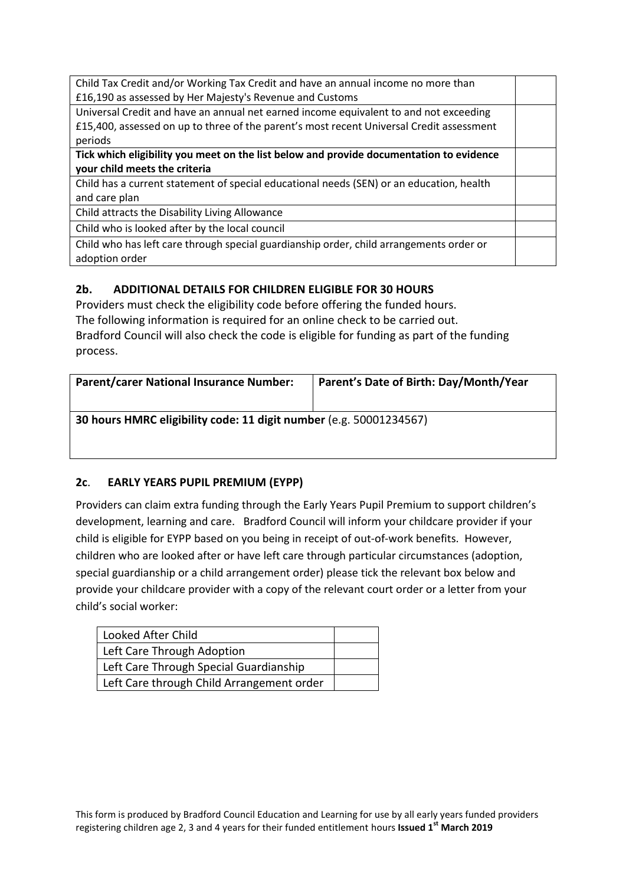| | |
|---|---|
| Child Tax Credit and/or Working Tax Credit and have an annual income no more than £16,190 as assessed by Her Majesty's Revenue and Customs | |
| Universal Credit and have an annual net earned income equivalent to and not exceeding £15,400, assessed on up to three of the parent's most recent Universal Credit assessment periods | |
| **Tick which eligibility you meet on the list below and provide documentation to evidence your child meets the criteria** | |
| Child has a current statement of special educational needs (SEN) or an education, health and care plan | |
| Child attracts the Disability Living Allowance | |
| Child who is looked after by the local council | |
| Child who has left care through special guardianship order, child arrangements order or adoption order | |

## 2b. ADDITIONAL DETAILS FOR CHILDREN ELIGIBLE FOR 30 HOURS

Providers must check the eligibility code before offering the funded hours.
The following information is required for an online check to be carried out.
Bradford Council will also check the code is eligible for funding as part of the funding process.

| **Parent/carer National Insurance Number:** | **Parent's Date of Birth: Day/Month/Year** |
|---|---|
| **30 hours HMRC eligibility code: 11 digit number** (e.g. 50001234567) | |

## 2c. EARLY YEARS PUPIL PREMIUM (EYPP)

Providers can claim extra funding through the Early Years Pupil Premium to support children's development, learning and care. Bradford Council will inform your childcare provider if your child is eligible for EYPP based on you being in receipt of out-of-work benefits. However, children who are looked after or have left care through particular circumstances (adoption, special guardianship or a child arrangement order) please tick the relevant box below and provide your childcare provider with a copy of the relevant court order or a letter from your child's social worker:

| | |
|---|---|
| Looked After Child | |
| Left Care Through Adoption | |
| Left Care Through Special Guardianship | |
| Left Care through Child Arrangement order | |

This form is produced by Bradford Council Education and Learning for use by all early years funded providers registering children age 2, 3 and 4 years for their funded entitlement hours **Issued 1st March 2019**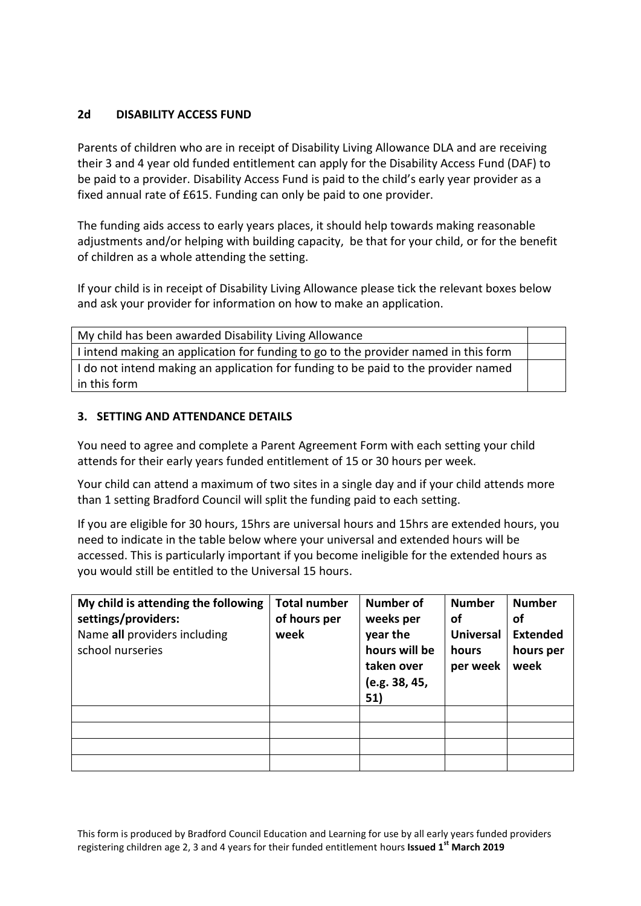## 2d DISABILITY ACCESS FUND

Parents of children who are in receipt of Disability Living Allowance DLA and are receiving their 3 and 4 year old funded entitlement can apply for the Disability Access Fund (DAF) to be paid to a provider. Disability Access Fund is paid to the child's early year provider as a fixed annual rate of £615. Funding can only be paid to one provider.

The funding aids access to early years places, it should help towards making reasonable adjustments and/or helping with building capacity, be that for your child, or for the benefit of children as a whole attending the setting.

If your child is in receipt of Disability Living Allowance please tick the relevant boxes below and ask your provider for information on how to make an application.

| | |
|---|---|
| My child has been awarded Disability Living Allowance | |
| I intend making an application for funding to go to the provider named in this form | |
| I do not intend making an application for funding to be paid to the provider named in this form | |

## 3. SETTING AND ATTENDANCE DETAILS

You need to agree and complete a Parent Agreement Form with each setting your child attends for their early years funded entitlement of 15 or 30 hours per week.

Your child can attend a maximum of two sites in a single day and if your child attends more than 1 setting Bradford Council will split the funding paid to each setting.

If you are eligible for 30 hours, 15hrs are universal hours and 15hrs are extended hours, you need to indicate in the table below where your universal and extended hours will be accessed. This is particularly important if you become ineligible for the extended hours as you would still be entitled to the Universal 15 hours.

| **My child is attending the following settings/providers:** Name **all** providers including school nurseries | **Total number of hours per week** | **Number of weeks per year the hours will be taken over (e.g. 38, 45, 51)** | **Number of Universal hours per week** | **Number of Extended hours per week** |
|---|---|---|---|---|
| | | | | |
| | | | | |
| | | | | |
| | | | | |

This form is produced by Bradford Council Education and Learning for use by all early years funded providers registering children age 2, 3 and 4 years for their funded entitlement hours **Issued 1st March 2019**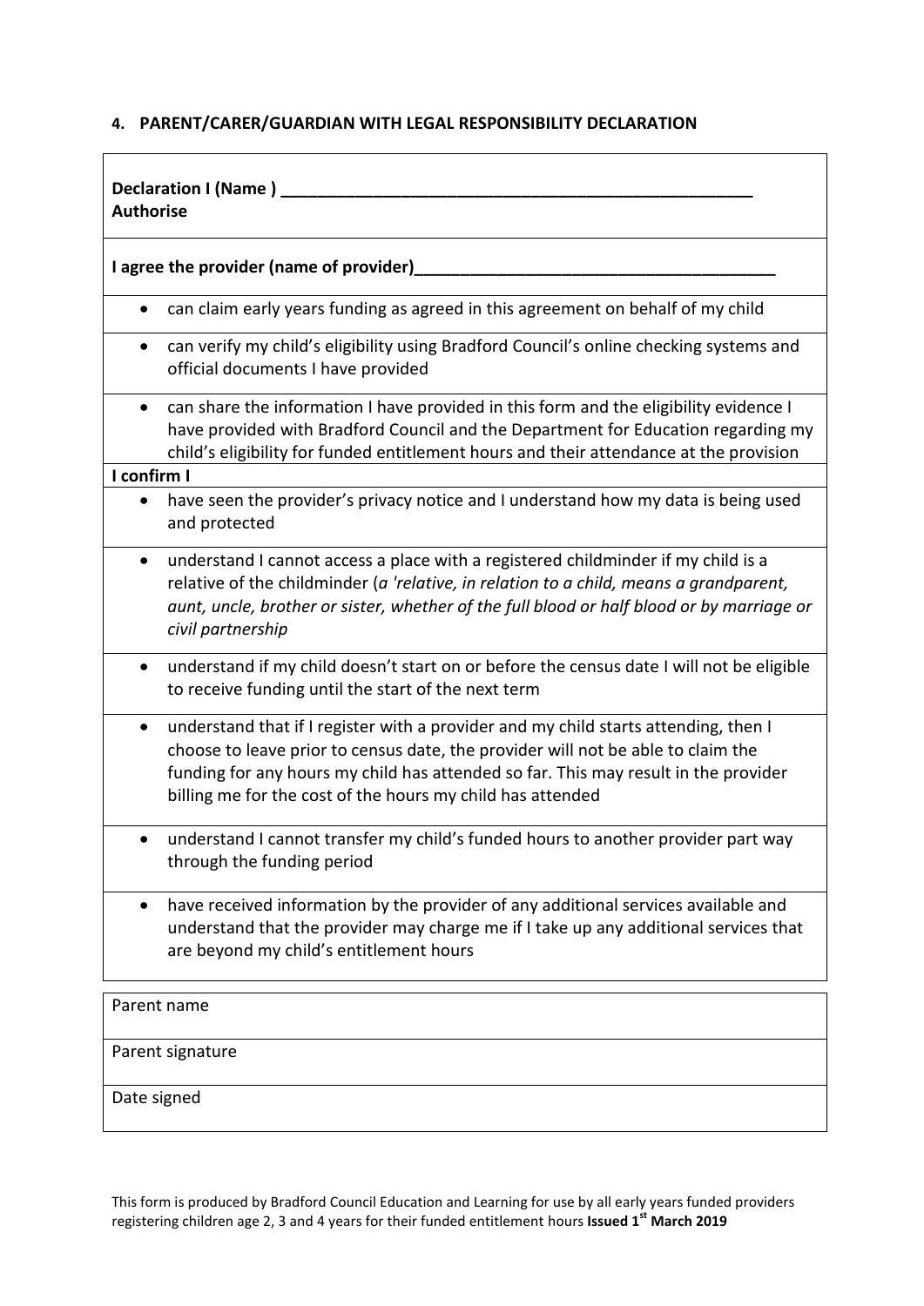#### 4. PARENT/CARER/GUARDIAN WITH LEGAL RESPONSIBILITY DECLARATION

**Declaration I (Name ) ____________________________________________________**
**Authorise**

**I agree the provider (name of provider)______________________________________**

- can claim early years funding as agreed in this agreement on behalf of my child
- can verify my child's eligibility using Bradford Council's online checking systems and official documents I have provided
- can share the information I have provided in this form and the eligibility evidence I have provided with Bradford Council and the Department for Education regarding my child's eligibility for funded entitlement hours and their attendance at the provision

**I confirm I**

- have seen the provider's privacy notice and I understand how my data is being used and protected
- understand I cannot access a place with a registered childminder if my child is a relative of the childminder (*a 'relative, in relation to a child, means a grandparent, aunt, uncle, brother or sister, whether of the full blood or half blood or by marriage or civil partnership*
- understand if my child doesn't start on or before the census date I will not be eligible to receive funding until the start of the next term
- understand that if I register with a provider and my child starts attending, then I choose to leave prior to census date, the provider will not be able to claim the funding for any hours my child has attended so far. This may result in the provider billing me for the cost of the hours my child has attended
- understand I cannot transfer my child's funded hours to another provider part way through the funding period
- have received information by the provider of any additional services available and understand that the provider may charge me if I take up any additional services that are beyond my child's entitlement hours

| Parent name |
|---|
| Parent signature |
| Date signed |

This form is produced by Bradford Council Education and Learning for use by all early years funded providers registering children age 2, 3 and 4 years for their funded entitlement hours **Issued 1st March 2019**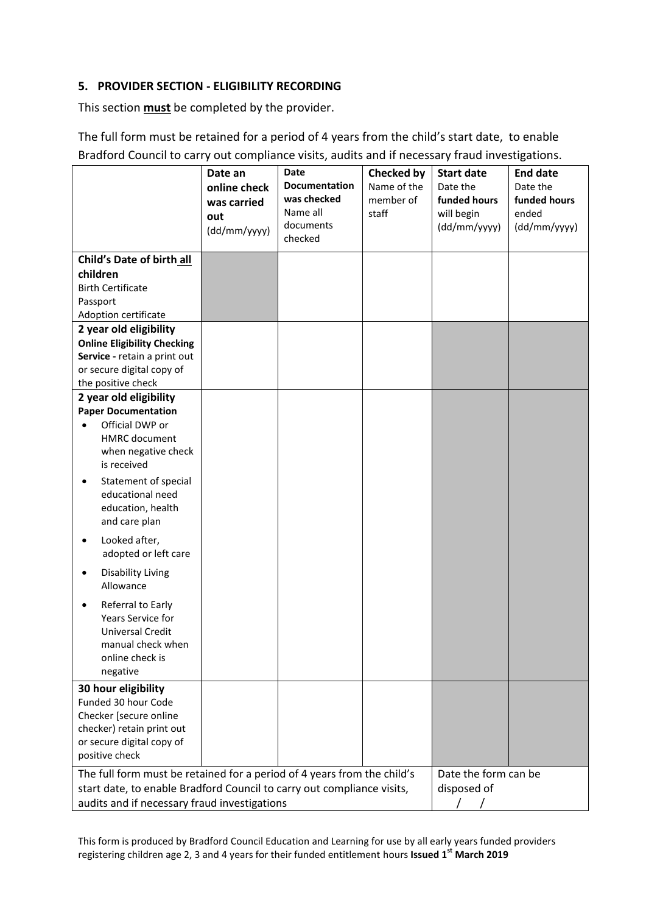### 5. PROVIDER SECTION - ELIGIBILITY RECORDING

This section **must** be completed by the provider.

The full form must be retained for a period of 4 years from the child's start date, to enable Bradford Council to carry out compliance visits, audits and if necessary fraud investigations.

| | **Date an online check was carried out** (dd/mm/yyyy) | **Date Documentation was checked** Name all documents checked | **Checked by** Name of the member of staff | **Start date** Date the **funded hours** will begin (dd/mm/yyyy) | **End date** Date the **funded hours** ended (dd/mm/yyyy) |
|---|---|---|---|---|---|
| **Child's Date of birth all children**<br>Birth Certificate<br>Passport<br>Adoption certificate | | | | | |
| **2 year old eligibility**<br>**Online Eligibility Checking Service -** retain a print out or secure digital copy of the positive check | | | | | |
| **2 year old eligibility**<br>**Paper Documentation**<br>• Official DWP or HMRC document when negative check is received<br>• Statement of special educational need education, health and care plan<br>• Looked after, adopted or left care<br>• Disability Living Allowance<br>• Referral to Early Years Service for Universal Credit manual check when online check is negative | | | | | |
| **30 hour eligibility**<br>Funded 30 hour Code Checker [secure online checker) retain print out or secure digital copy of positive check | | | | | |
| The full form must be retained for a period of 4 years from the child's start date, to enable Bradford Council to carry out compliance visits, audits and if necessary fraud investigations | | | | Date the form can be disposed of<br>/ / | |

This form is produced by Bradford Council Education and Learning for use by all early years funded providers registering children age 2, 3 and 4 years for their funded entitlement hours **Issued 1st March 2019**